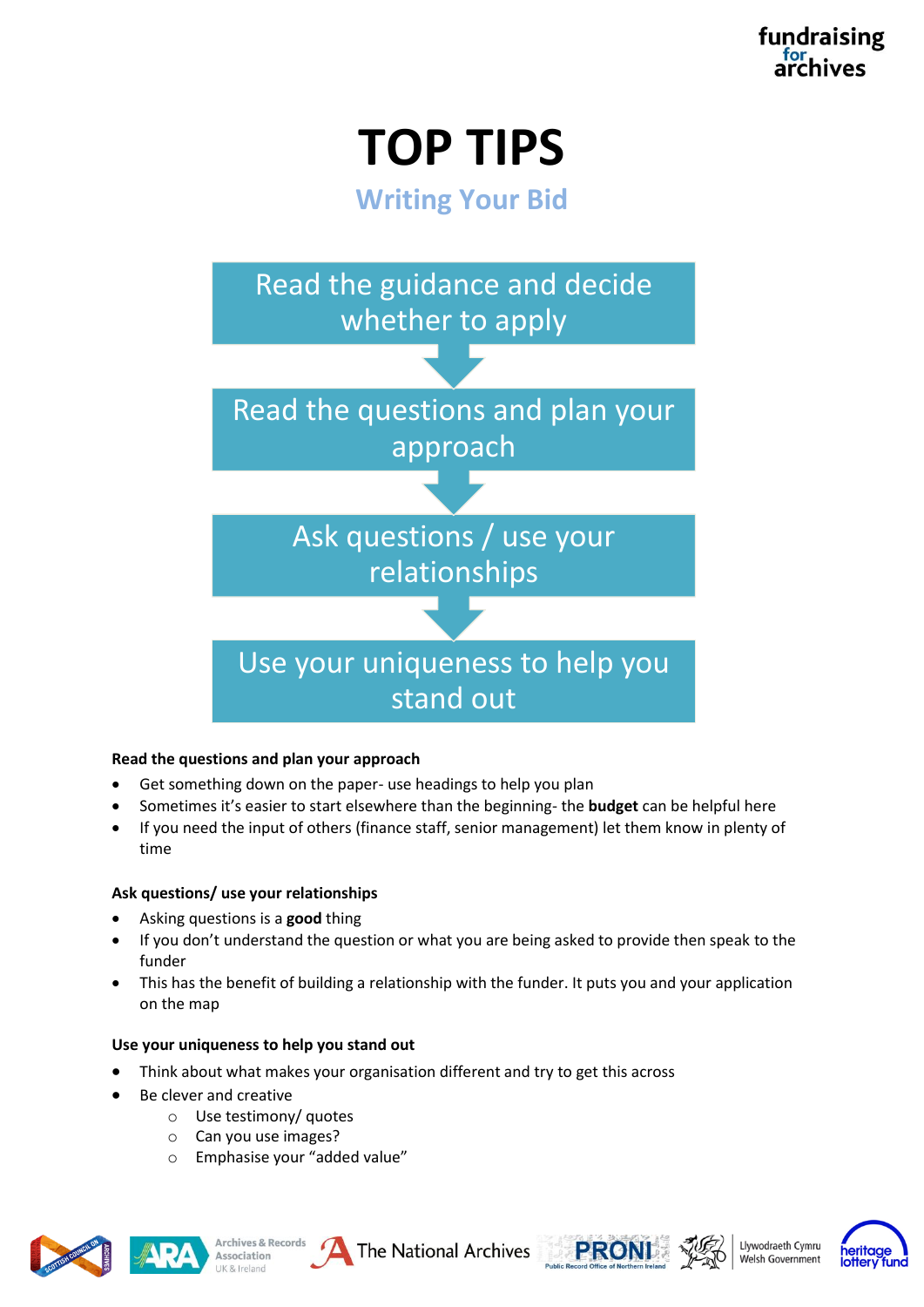fundraising for archives

# TOP TIPS

## Writing Your Bid

Read the guidance and decide whether to apply

↓

Read the questions and plan your approach

↓

Ask questions / use your relationships

↓

Use your uniqueness to help you stand out

**Read the questions and plan your approach**

- Get something down on the paper- use headings to help you plan
- Sometimes it's easier to start elsewhere than the beginning- the **budget** can be helpful here
- If you need the input of others (finance staff, senior management) let them know in plenty of time

**Ask questions/ use your relationships**

- Asking questions is a **good** thing
- If you don't understand the question or what you are being asked to provide then speak to the funder
- This has the benefit of building a relationship with the funder. It puts you and your application on the map

**Use your uniqueness to help you stand out**

- Think about what makes your organisation different and try to get this across
- Be clever and creative
    - Use testimony/ quotes
    - Can you use images?
    - Emphasise your "added value"

Scottish Council on Archives | Archives & Records Association UK & Ireland | The National Archives | PRONI Public Record Office of Northern Ireland | Llywodraeth Cymru Welsh Government | heritage lottery fund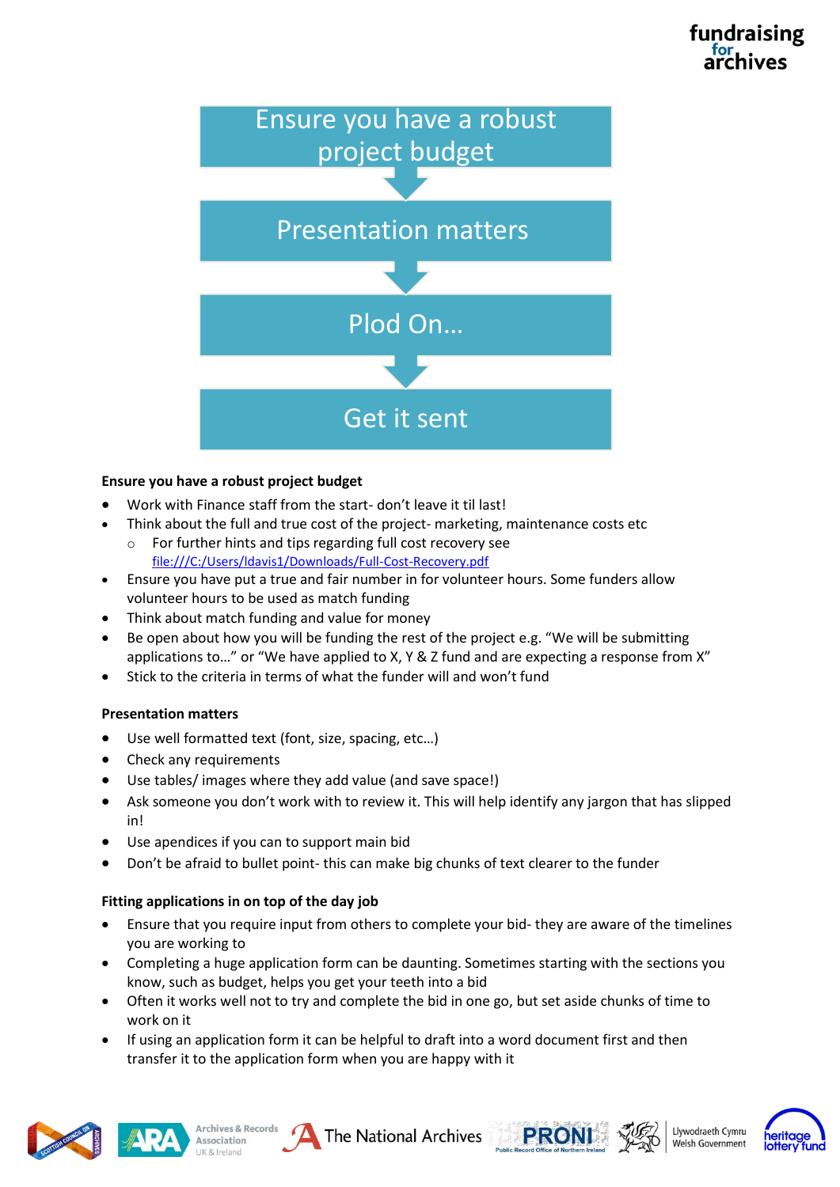Ensure you have a robust project budget

↓

Presentation matters

↓

Plod On…

↓

Get it sent

**Ensure you have a robust project budget**

- Work with Finance staff from the start- don't leave it til last!
- Think about the full and true cost of the project- marketing, maintenance costs etc
  - For further hints and tips regarding full cost recovery see file:///C:/Users/ldavis1/Downloads/Full-Cost-Recovery.pdf
- Ensure you have put a true and fair number in for volunteer hours. Some funders allow volunteer hours to be used as match funding
- Think about match funding and value for money
- Be open about how you will be funding the rest of the project e.g. "We will be submitting applications to…" or "We have applied to X, Y & Z fund and are expecting a response from X"
- Stick to the criteria in terms of what the funder will and won't fund

**Presentation matters**

- Use well formatted text (font, size, spacing, etc…)
- Check any requirements
- Use tables/ images where they add value (and save space!)
- Ask someone you don't work with to review it. This will help identify any jargon that has slipped in!
- Use apendices if you can to support main bid
- Don't be afraid to bullet point- this can make big chunks of text clearer to the funder

**Fitting applications in on top of the day job**

- Ensure that you require input from others to complete your bid- they are aware of the timelines you are working to
- Completing a huge application form can be daunting. Sometimes starting with the sections you know, such as budget, helps you get your teeth into a bid
- Often it works well not to try and complete the bid in one go, but set aside chunks of time to work on it
- If using an application form it can be helpful to draft into a word document first and then transfer it to the application form when you are happy with it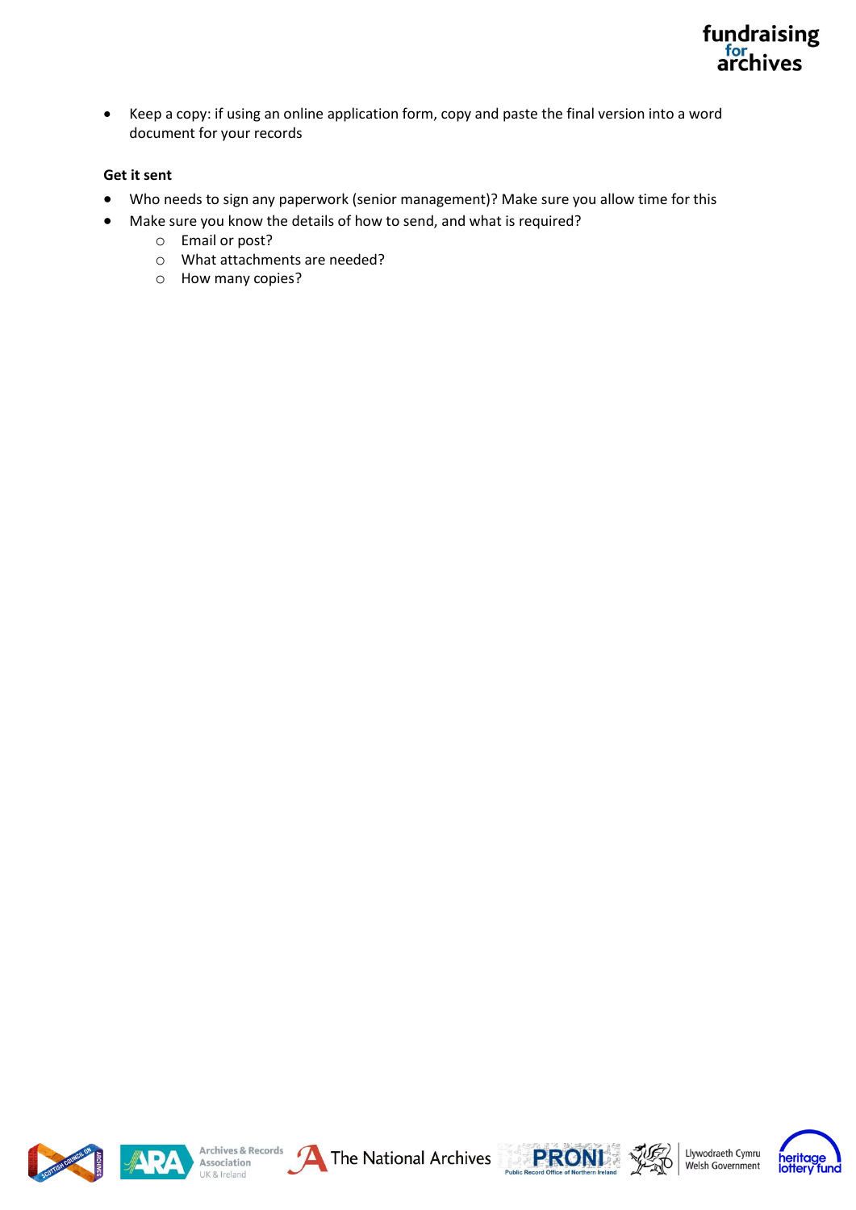- Keep a copy: if using an online application form, copy and paste the final version into a word document for your records

**Get it sent**

- Who needs to sign any paperwork (senior management)? Make sure you allow time for this
- Make sure you know the details of how to send, and what is required?
    - Email or post?
    - What attachments are needed?
    - How many copies?